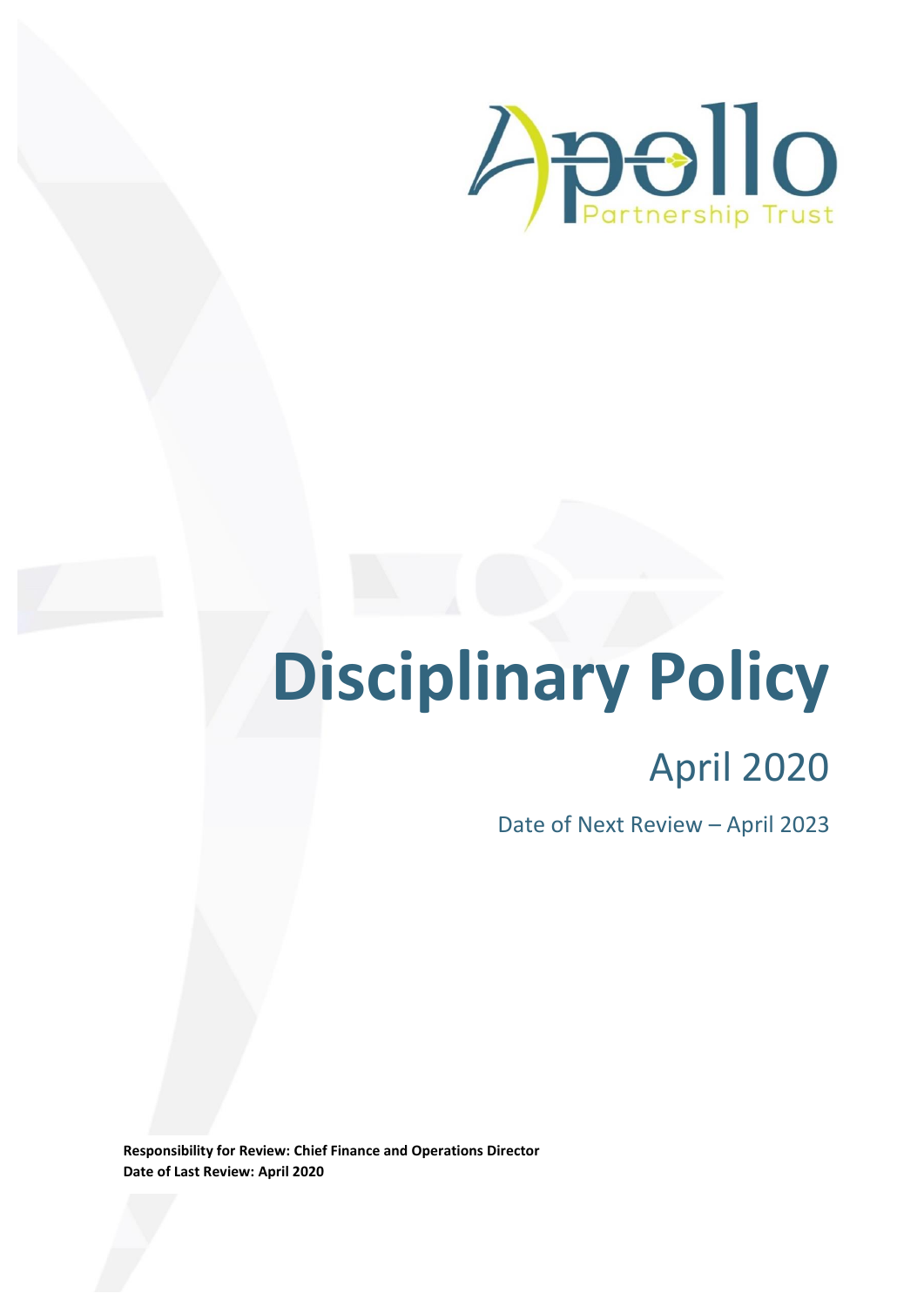Apollo Partnership Trust

# Disciplinary Policy

## April 2020

Date of Next Review – April 2023

**Responsibility for Review: Chief Finance and Operations Director**
**Date of Last Review: April 2020**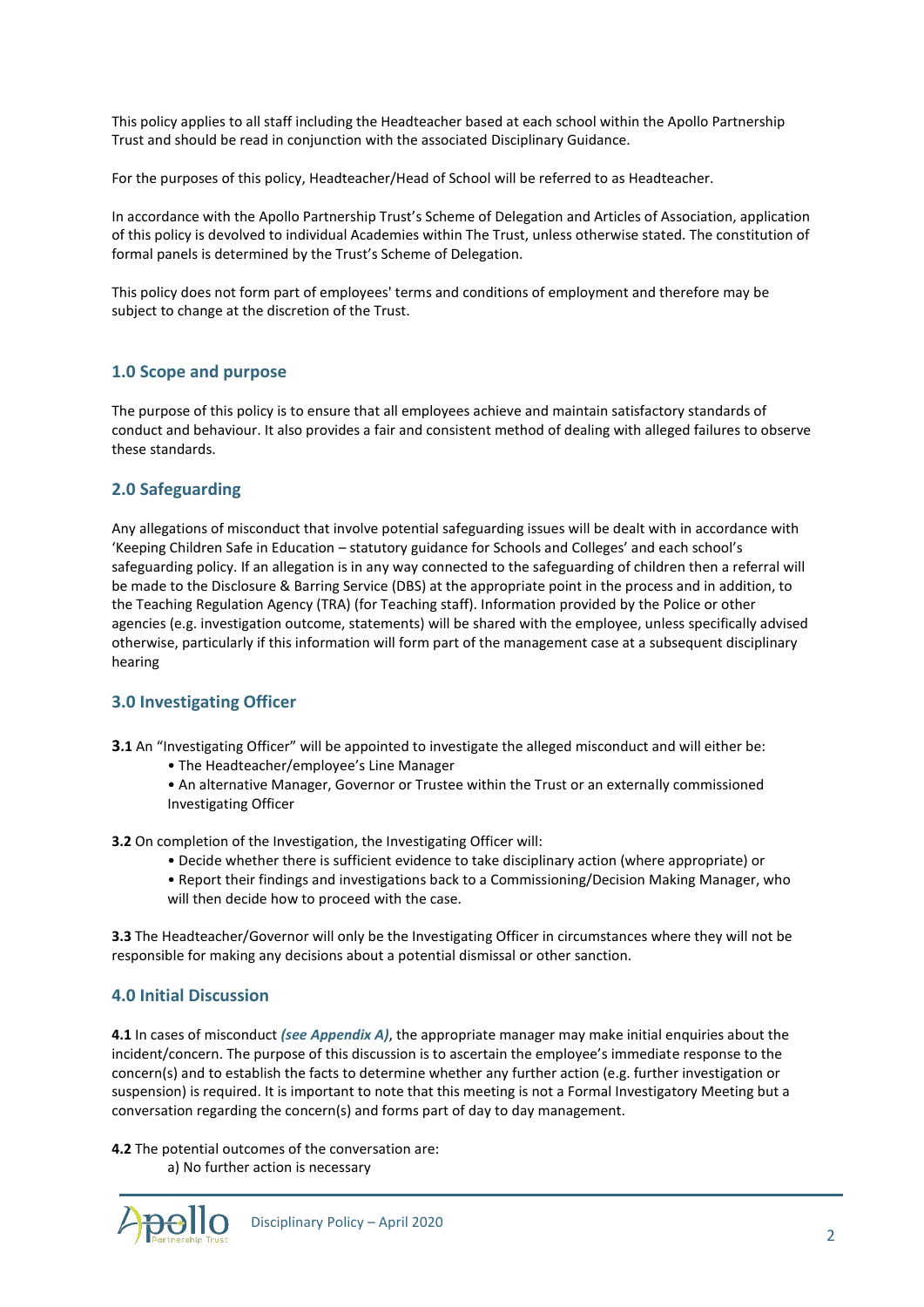This policy applies to all staff including the Headteacher based at each school within the Apollo Partnership Trust and should be read in conjunction with the associated Disciplinary Guidance.

For the purposes of this policy, Headteacher/Head of School will be referred to as Headteacher.

In accordance with the Apollo Partnership Trust's Scheme of Delegation and Articles of Association, application of this policy is devolved to individual Academies within The Trust, unless otherwise stated. The constitution of formal panels is determined by the Trust's Scheme of Delegation.

This policy does not form part of employees' terms and conditions of employment and therefore may be subject to change at the discretion of the Trust.

## 1.0 Scope and purpose

The purpose of this policy is to ensure that all employees achieve and maintain satisfactory standards of conduct and behaviour. It also provides a fair and consistent method of dealing with alleged failures to observe these standards.

## 2.0 Safeguarding

Any allegations of misconduct that involve potential safeguarding issues will be dealt with in accordance with 'Keeping Children Safe in Education – statutory guidance for Schools and Colleges' and each school's safeguarding policy. If an allegation is in any way connected to the safeguarding of children then a referral will be made to the Disclosure & Barring Service (DBS) at the appropriate point in the process and in addition, to the Teaching Regulation Agency (TRA) (for Teaching staff). Information provided by the Police or other agencies (e.g. investigation outcome, statements) will be shared with the employee, unless specifically advised otherwise, particularly if this information will form part of the management case at a subsequent disciplinary hearing

## 3.0 Investigating Officer

**3.1** An "Investigating Officer" will be appointed to investigate the alleged misconduct and will either be:

- The Headteacher/employee's Line Manager
- An alternative Manager, Governor or Trustee within the Trust or an externally commissioned Investigating Officer

**3.2** On completion of the Investigation, the Investigating Officer will:

- Decide whether there is sufficient evidence to take disciplinary action (where appropriate) or
- Report their findings and investigations back to a Commissioning/Decision Making Manager, who will then decide how to proceed with the case.

**3.3** The Headteacher/Governor will only be the Investigating Officer in circumstances where they will not be responsible for making any decisions about a potential dismissal or other sanction.

## 4.0 Initial Discussion

**4.1** In cases of misconduct ***(see Appendix A)***, the appropriate manager may make initial enquiries about the incident/concern. The purpose of this discussion is to ascertain the employee's immediate response to the concern(s) and to establish the facts to determine whether any further action (e.g. further investigation or suspension) is required. It is important to note that this meeting is not a Formal Investigatory Meeting but a conversation regarding the concern(s) and forms part of day to day management.

**4.2** The potential outcomes of the conversation are:

a) No further action is necessary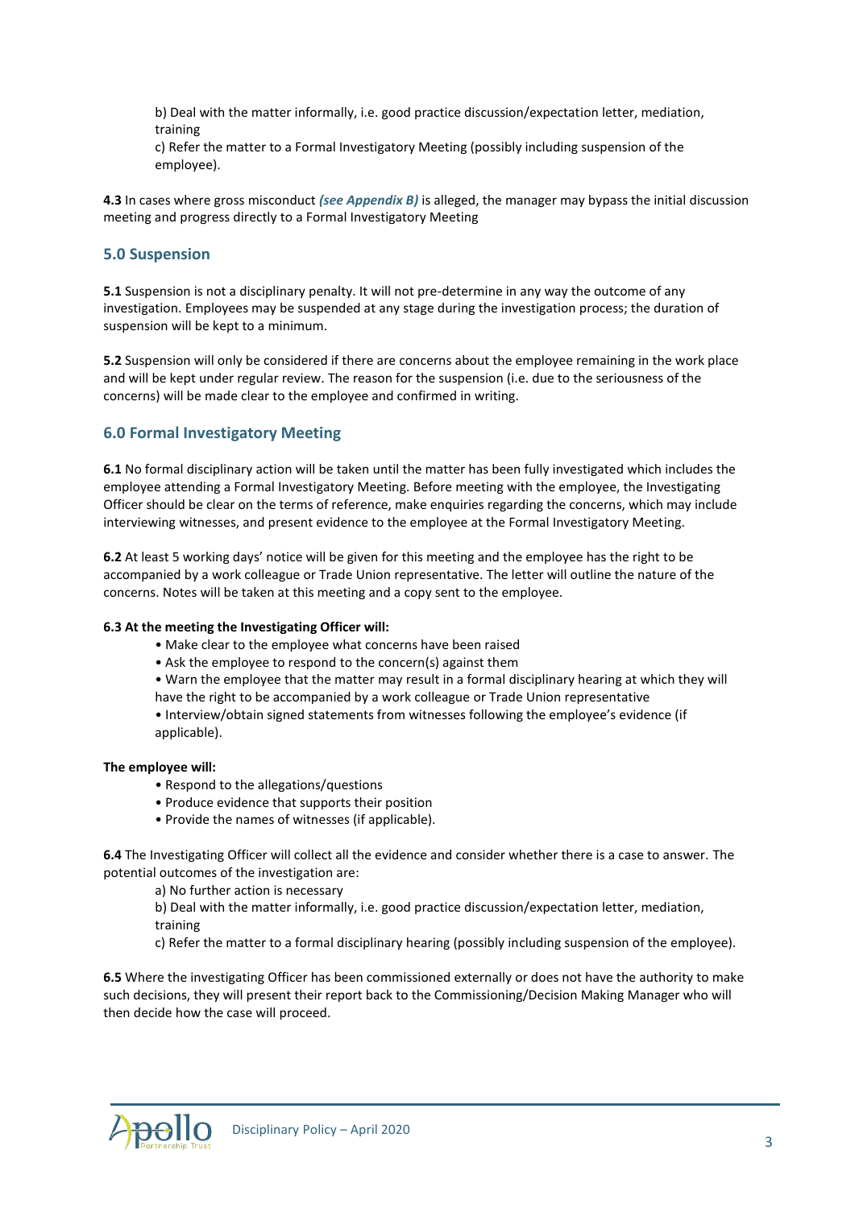b) Deal with the matter informally, i.e. good practice discussion/expectation letter, mediation, training

c) Refer the matter to a Formal Investigatory Meeting (possibly including suspension of the employee).

**4.3** In cases where gross misconduct ***(see Appendix B)*** is alleged, the manager may bypass the initial discussion meeting and progress directly to a Formal Investigatory Meeting

## 5.0 Suspension

**5.1** Suspension is not a disciplinary penalty. It will not pre-determine in any way the outcome of any investigation. Employees may be suspended at any stage during the investigation process; the duration of suspension will be kept to a minimum.

**5.2** Suspension will only be considered if there are concerns about the employee remaining in the work place and will be kept under regular review. The reason for the suspension (i.e. due to the seriousness of the concerns) will be made clear to the employee and confirmed in writing.

## 6.0 Formal Investigatory Meeting

**6.1** No formal disciplinary action will be taken until the matter has been fully investigated which includes the employee attending a Formal Investigatory Meeting. Before meeting with the employee, the Investigating Officer should be clear on the terms of reference, make enquiries regarding the concerns, which may include interviewing witnesses, and present evidence to the employee at the Formal Investigatory Meeting.

**6.2** At least 5 working days' notice will be given for this meeting and the employee has the right to be accompanied by a work colleague or Trade Union representative. The letter will outline the nature of the concerns. Notes will be taken at this meeting and a copy sent to the employee.

**6.3 At the meeting the Investigating Officer will:**

- Make clear to the employee what concerns have been raised
- Ask the employee to respond to the concern(s) against them
- Warn the employee that the matter may result in a formal disciplinary hearing at which they will have the right to be accompanied by a work colleague or Trade Union representative
- Interview/obtain signed statements from witnesses following the employee's evidence (if applicable).

**The employee will:**

- Respond to the allegations/questions
- Produce evidence that supports their position
- Provide the names of witnesses (if applicable).

**6.4** The Investigating Officer will collect all the evidence and consider whether there is a case to answer. The potential outcomes of the investigation are:

a) No further action is necessary

b) Deal with the matter informally, i.e. good practice discussion/expectation letter, mediation, training

c) Refer the matter to a formal disciplinary hearing (possibly including suspension of the employee).

**6.5** Where the investigating Officer has been commissioned externally or does not have the authority to make such decisions, they will present their report back to the Commissioning/Decision Making Manager who will then decide how the case will proceed.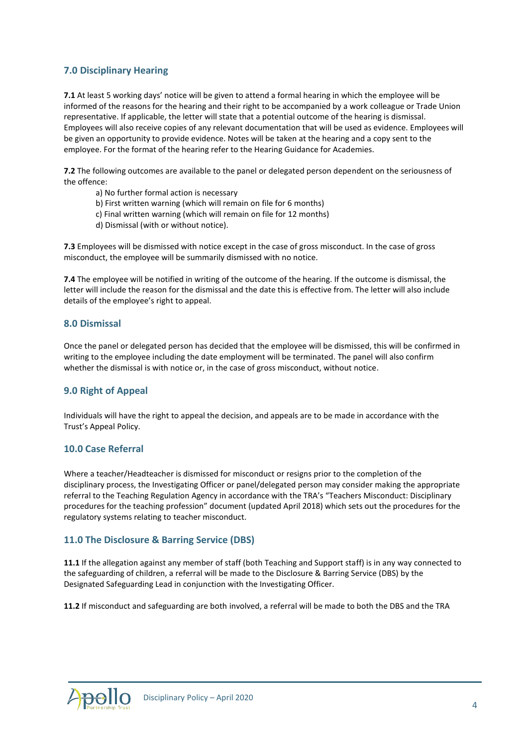## 7.0 Disciplinary Hearing

**7.1** At least 5 working days' notice will be given to attend a formal hearing in which the employee will be informed of the reasons for the hearing and their right to be accompanied by a work colleague or Trade Union representative. If applicable, the letter will state that a potential outcome of the hearing is dismissal. Employees will also receive copies of any relevant documentation that will be used as evidence. Employees will be given an opportunity to provide evidence. Notes will be taken at the hearing and a copy sent to the employee. For the format of the hearing refer to the Hearing Guidance for Academies.

**7.2** The following outcomes are available to the panel or delegated person dependent on the seriousness of the offence:

a) No further formal action is necessary
b) First written warning (which will remain on file for 6 months)
c) Final written warning (which will remain on file for 12 months)
d) Dismissal (with or without notice).

**7.3** Employees will be dismissed with notice except in the case of gross misconduct. In the case of gross misconduct, the employee will be summarily dismissed with no notice.

**7.4** The employee will be notified in writing of the outcome of the hearing. If the outcome is dismissal, the letter will include the reason for the dismissal and the date this is effective from. The letter will also include details of the employee's right to appeal.

## 8.0 Dismissal

Once the panel or delegated person has decided that the employee will be dismissed, this will be confirmed in writing to the employee including the date employment will be terminated. The panel will also confirm whether the dismissal is with notice or, in the case of gross misconduct, without notice.

## 9.0 Right of Appeal

Individuals will have the right to appeal the decision, and appeals are to be made in accordance with the Trust's Appeal Policy.

## 10.0 Case Referral

Where a teacher/Headteacher is dismissed for misconduct or resigns prior to the completion of the disciplinary process, the Investigating Officer or panel/delegated person may consider making the appropriate referral to the Teaching Regulation Agency in accordance with the TRA's "Teachers Misconduct: Disciplinary procedures for the teaching profession" document (updated April 2018) which sets out the procedures for the regulatory systems relating to teacher misconduct.

## 11.0 The Disclosure & Barring Service (DBS)

**11.1** If the allegation against any member of staff (both Teaching and Support staff) is in any way connected to the safeguarding of children, a referral will be made to the Disclosure & Barring Service (DBS) by the Designated Safeguarding Lead in conjunction with the Investigating Officer.

**11.2** If misconduct and safeguarding are both involved, a referral will be made to both the DBS and the TRA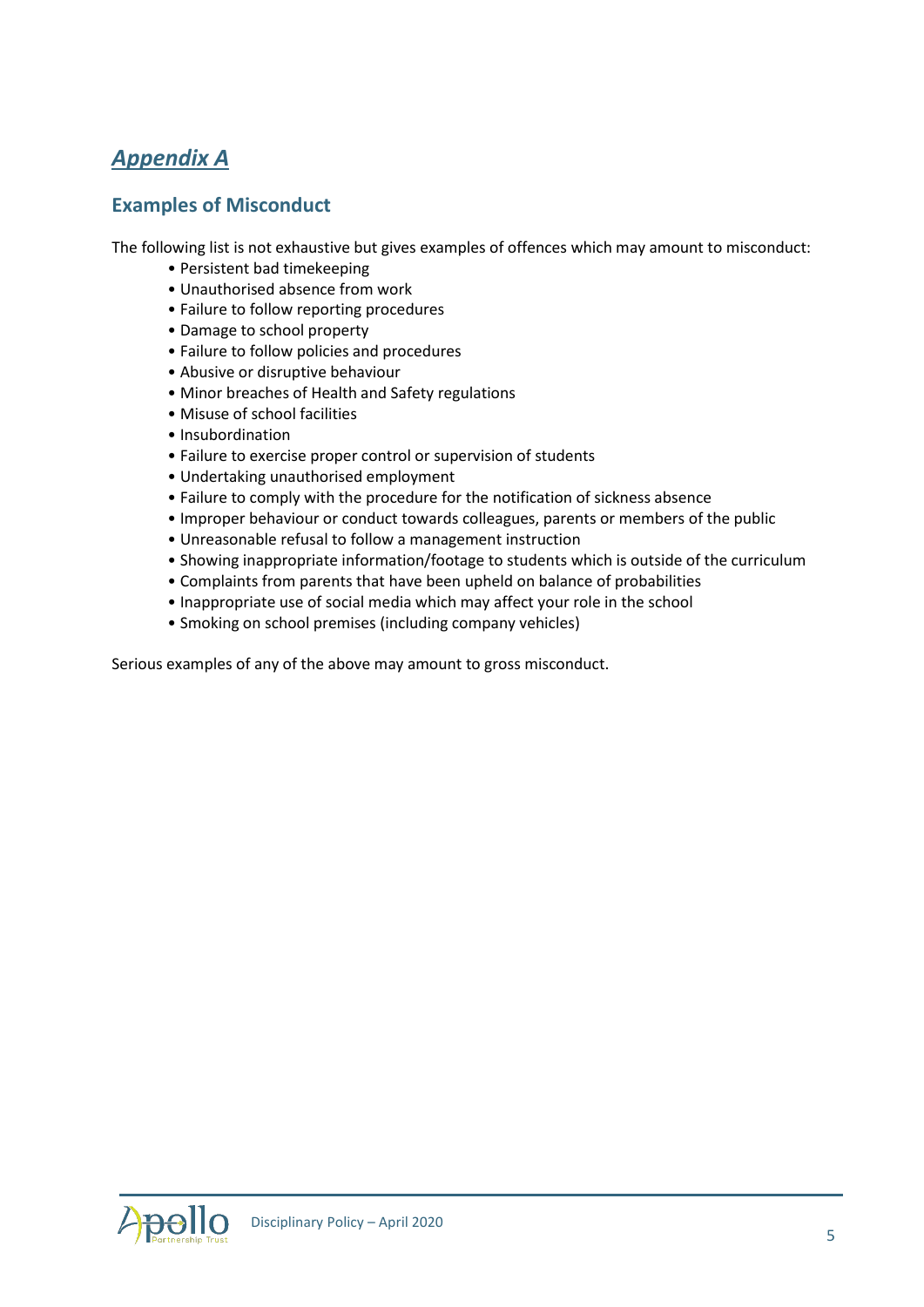## *Appendix A*

### Examples of Misconduct

The following list is not exhaustive but gives examples of offences which may amount to misconduct:

- Persistent bad timekeeping
- Unauthorised absence from work
- Failure to follow reporting procedures
- Damage to school property
- Failure to follow policies and procedures
- Abusive or disruptive behaviour
- Minor breaches of Health and Safety regulations
- Misuse of school facilities
- Insubordination
- Failure to exercise proper control or supervision of students
- Undertaking unauthorised employment
- Failure to comply with the procedure for the notification of sickness absence
- Improper behaviour or conduct towards colleagues, parents or members of the public
- Unreasonable refusal to follow a management instruction
- Showing inappropriate information/footage to students which is outside of the curriculum
- Complaints from parents that have been upheld on balance of probabilities
- Inappropriate use of social media which may affect your role in the school
- Smoking on school premises (including company vehicles)

Serious examples of any of the above may amount to gross misconduct.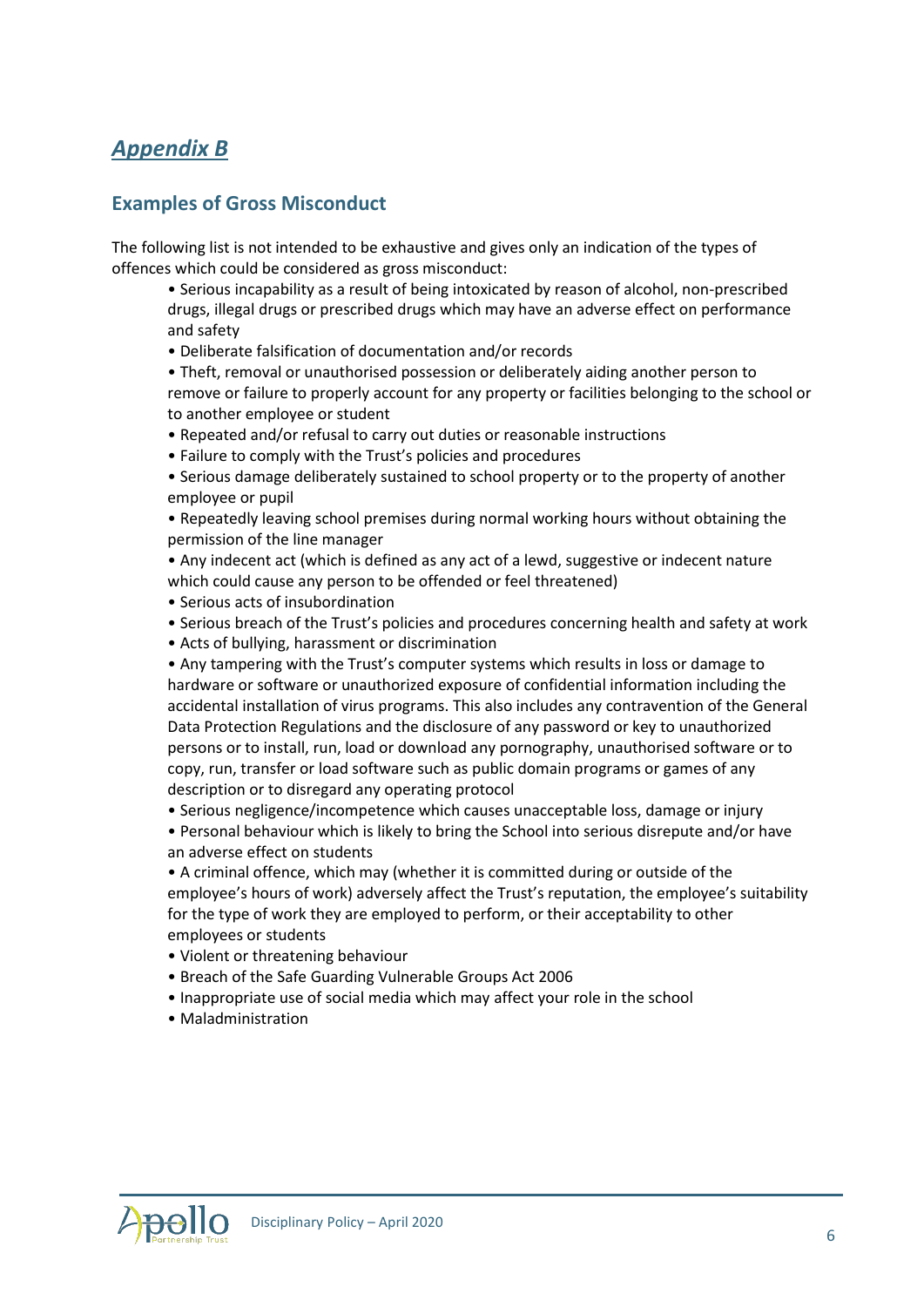# *Appendix B*

## Examples of Gross Misconduct

The following list is not intended to be exhaustive and gives only an indication of the types of offences which could be considered as gross misconduct:

- Serious incapability as a result of being intoxicated by reason of alcohol, non-prescribed drugs, illegal drugs or prescribed drugs which may have an adverse effect on performance and safety
- Deliberate falsification of documentation and/or records
- Theft, removal or unauthorised possession or deliberately aiding another person to remove or failure to properly account for any property or facilities belonging to the school or to another employee or student
- Repeated and/or refusal to carry out duties or reasonable instructions
- Failure to comply with the Trust's policies and procedures
- Serious damage deliberately sustained to school property or to the property of another employee or pupil
- Repeatedly leaving school premises during normal working hours without obtaining the permission of the line manager
- Any indecent act (which is defined as any act of a lewd, suggestive or indecent nature which could cause any person to be offended or feel threatened)
- Serious acts of insubordination
- Serious breach of the Trust's policies and procedures concerning health and safety at work
- Acts of bullying, harassment or discrimination
- Any tampering with the Trust's computer systems which results in loss or damage to hardware or software or unauthorized exposure of confidential information including the accidental installation of virus programs. This also includes any contravention of the General Data Protection Regulations and the disclosure of any password or key to unauthorized persons or to install, run, load or download any pornography, unauthorised software or to copy, run, transfer or load software such as public domain programs or games of any description or to disregard any operating protocol
- Serious negligence/incompetence which causes unacceptable loss, damage or injury
- Personal behaviour which is likely to bring the School into serious disrepute and/or have an adverse effect on students
- A criminal offence, which may (whether it is committed during or outside of the employee's hours of work) adversely affect the Trust's reputation, the employee's suitability for the type of work they are employed to perform, or their acceptability to other employees or students
- Violent or threatening behaviour
- Breach of the Safe Guarding Vulnerable Groups Act 2006
- Inappropriate use of social media which may affect your role in the school
- Maladministration